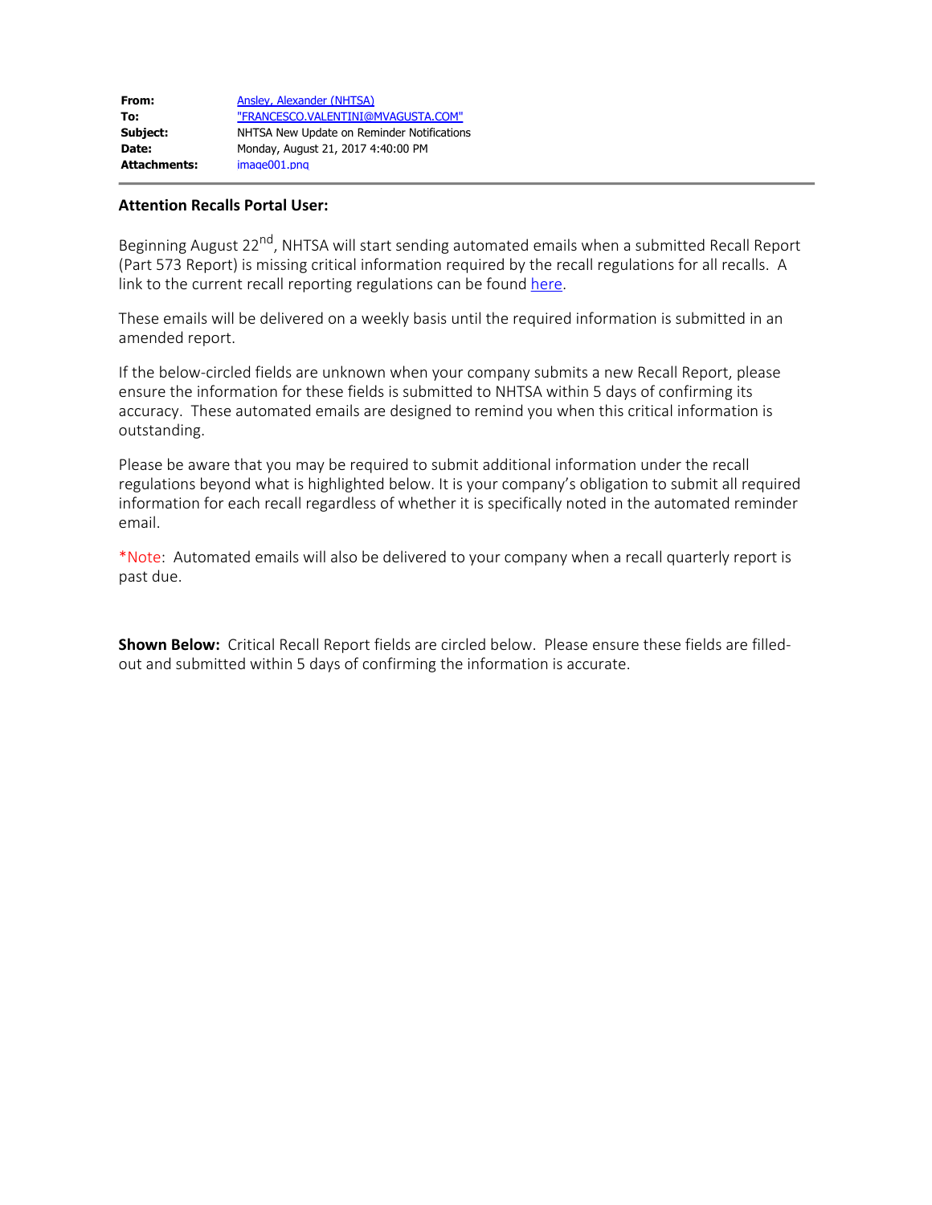| | |
|---|---|
| **From:** | Ansley, Alexander (NHTSA) |
| **To:** | "FRANCESCO.VALENTINI@MVAGUSTA.COM" |
| **Subject:** | NHTSA New Update on Reminder Notifications |
| **Date:** | Monday, August 21, 2017 4:40:00 PM |
| **Attachments:** | image001.png |

**Attention Recalls Portal User:**

Beginning August 22nd, NHTSA will start sending automated emails when a submitted Recall Report (Part 573 Report) is missing critical information required by the recall regulations for all recalls. A link to the current recall reporting regulations can be found here.

These emails will be delivered on a weekly basis until the required information is submitted in an amended report.

If the below-circled fields are unknown when your company submits a new Recall Report, please ensure the information for these fields is submitted to NHTSA within 5 days of confirming its accuracy. These automated emails are designed to remind you when this critical information is outstanding.

Please be aware that you may be required to submit additional information under the recall regulations beyond what is highlighted below. It is your company's obligation to submit all required information for each recall regardless of whether it is specifically noted in the automated reminder email.

*Note: Automated emails will also be delivered to your company when a recall quarterly report is past due.

**Shown Below:** Critical Recall Report fields are circled below. Please ensure these fields are filled-out and submitted within 5 days of confirming the information is accurate.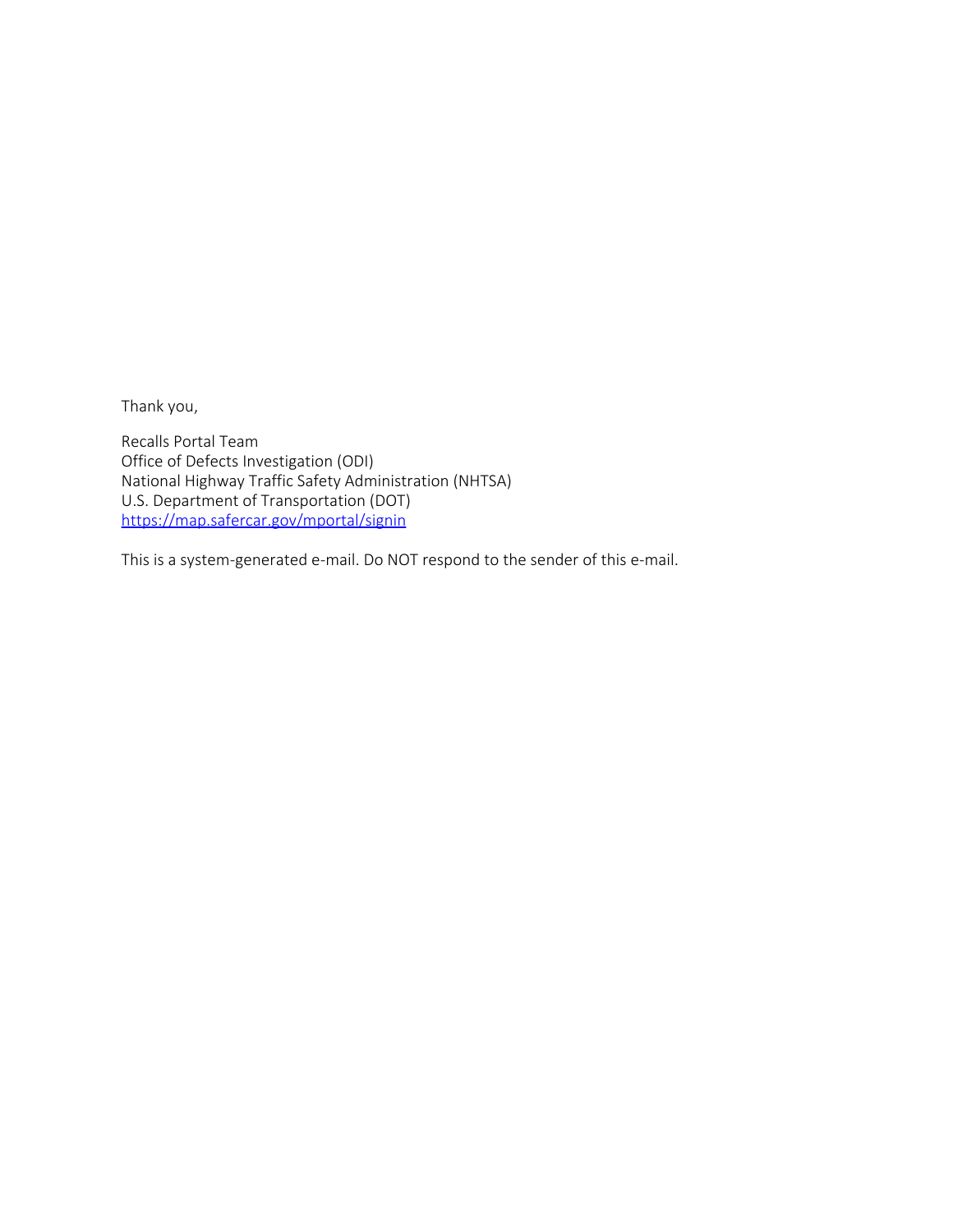Thank you,

Recalls Portal Team
Office of Defects Investigation (ODI)
National Highway Traffic Safety Administration (NHTSA)
U.S. Department of Transportation (DOT)
[https://map.safercar.gov/mportal/signin](https://map.safercar.gov/mportal/signin)

This is a system-generated e-mail. Do NOT respond to the sender of this e-mail.